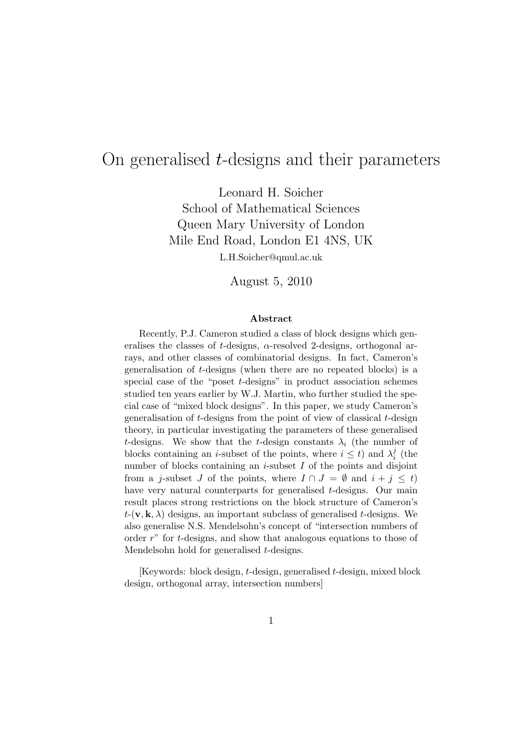# On generalised $t$-designs and their parameters

Leonard H. Soicher
School of Mathematical Sciences
Queen Mary University of London
Mile End Road, London E1 4NS, UK
L.H.Soicher@qmul.ac.uk

August 5, 2010

### Abstract

Recently, P.J. Cameron studied a class of block designs which generalises the classes of $t$-designs, $\alpha$-resolved 2-designs, orthogonal arrays, and other classes of combinatorial designs. In fact, Cameron's generalisation of $t$-designs (when there are no repeated blocks) is a special case of the "poset $t$-designs" in product association schemes studied ten years earlier by W.J. Martin, who further studied the special case of "mixed block designs". In this paper, we study Cameron's generalisation of $t$-designs from the point of view of classical $t$-design theory, in particular investigating the parameters of these generalised $t$-designs. We show that the $t$-design constants $\lambda_i$ (the number of blocks containing an $i$-subset of the points, where $i \leq t$) and $\lambda_i^j$ (the number of blocks containing an $i$-subset $I$ of the points and disjoint from a $j$-subset $J$ of the points, where $I \cap J = \emptyset$ and $i + j \leq t$) have very natural counterparts for generalised $t$-designs. Our main result places strong restrictions on the block structure of Cameron's $t$-$(\mathbf{v}, \mathbf{k}, \lambda)$ designs, an important subclass of generalised $t$-designs. We also generalise N.S. Mendelsohn's concept of "intersection numbers of order $r$" for $t$-designs, and show that analogous equations to those of Mendelsohn hold for generalised $t$-designs.

[Keywords: block design, $t$-design, generalised $t$-design, mixed block design, orthogonal array, intersection numbers]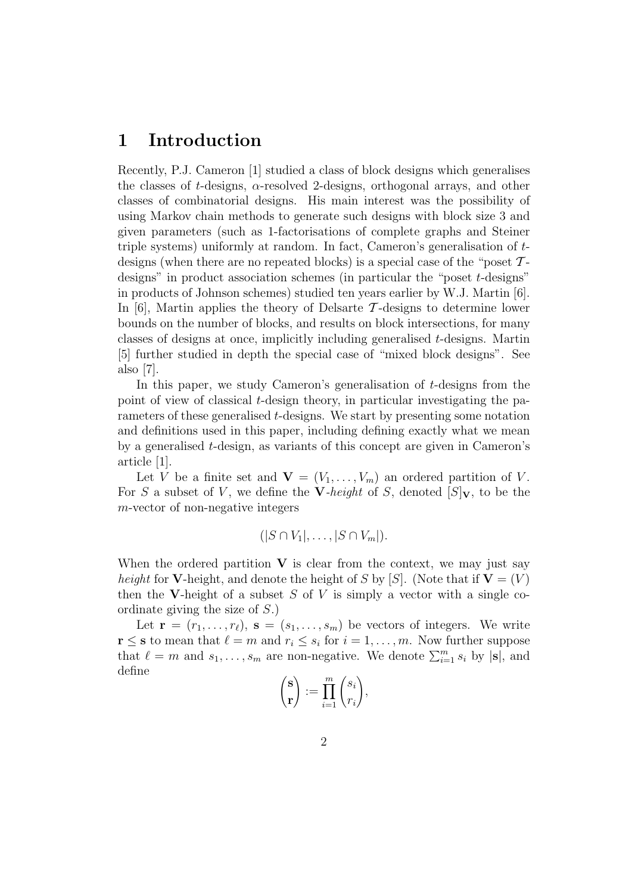# 1 Introduction

Recently, P.J. Cameron [1] studied a class of block designs which generalises the classes of $t$-designs, $\alpha$-resolved 2-designs, orthogonal arrays, and other classes of combinatorial designs. His main interest was the possibility of using Markov chain methods to generate such designs with block size 3 and given parameters (such as 1-factorisations of complete graphs and Steiner triple systems) uniformly at random. In fact, Cameron's generalisation of $t$-designs (when there are no repeated blocks) is a special case of the "poset $\mathcal{T}$-designs" in product association schemes (in particular the "poset $t$-designs" in products of Johnson schemes) studied ten years earlier by W.J. Martin [6]. In [6], Martin applies the theory of Delsarte $\mathcal{T}$-designs to determine lower bounds on the number of blocks, and results on block intersections, for many classes of designs at once, implicitly including generalised $t$-designs. Martin [5] further studied in depth the special case of "mixed block designs". See also [7].

In this paper, we study Cameron's generalisation of $t$-designs from the point of view of classical $t$-design theory, in particular investigating the parameters of these generalised $t$-designs. We start by presenting some notation and definitions used in this paper, including defining exactly what we mean by a generalised $t$-design, as variants of this concept are given in Cameron's article [1].

Let $V$ be a finite set and $\mathbf{V} = (V_1, \ldots, V_m)$ an ordered partition of $V$. For $S$ a subset of $V$, we define the **V**-*height* of $S$, denoted $[S]_{\mathbf{V}}$, to be the $m$-vector of non-negative integers

$$(|S \cap V_1|, \ldots, |S \cap V_m|).$$

When the ordered partition $\mathbf{V}$ is clear from the context, we may just say *height* for $\mathbf{V}$-height, and denote the height of $S$ by $[S]$. (Note that if $\mathbf{V} = (V)$ then the $\mathbf{V}$-height of a subset $S$ of $V$ is simply a vector with a single co-ordinate giving the size of $S$.)

Let $\mathbf{r} = (r_1, \ldots, r_\ell)$, $\mathbf{s} = (s_1, \ldots, s_m)$ be vectors of integers. We write $\mathbf{r} \le \mathbf{s}$ to mean that $\ell = m$ and $r_i \le s_i$ for $i = 1, \ldots, m$. Now further suppose that $\ell = m$ and $s_1, \ldots, s_m$ are non-negative. We denote $\sum_{i=1}^m s_i$ by $|\mathbf{s}|$, and define

$$\binom{\mathbf{s}}{\mathbf{r}} := \prod_{i=1}^{m} \binom{s_i}{r_i},$$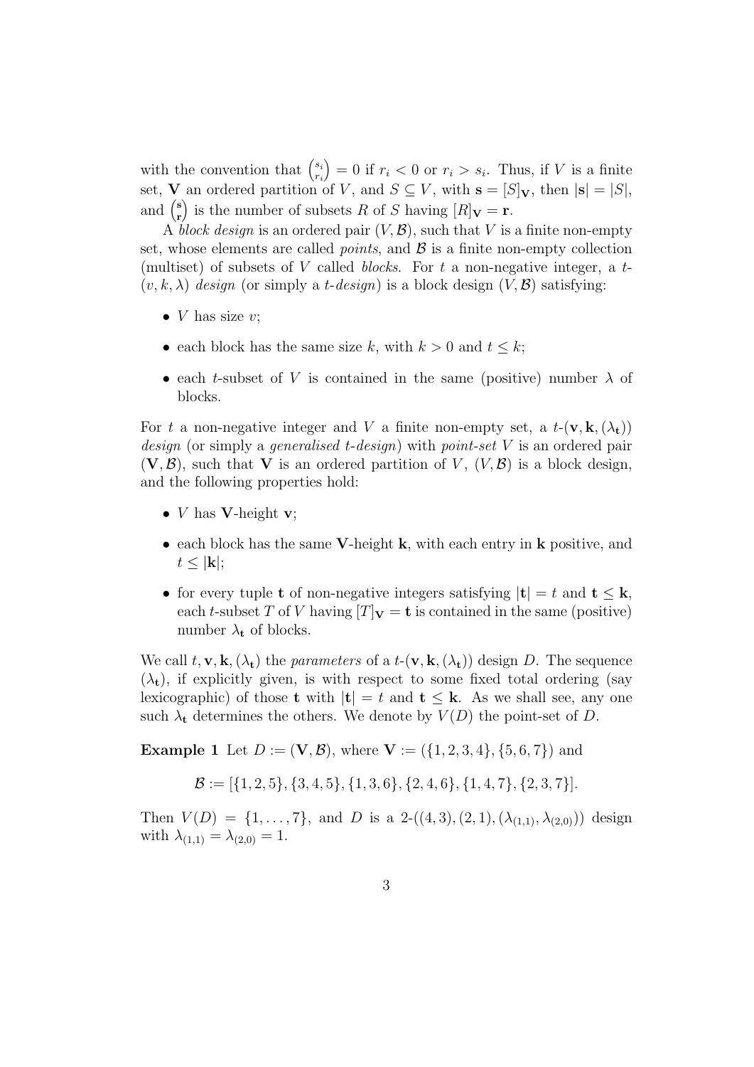with the convention that $\binom{s_i}{r_i} = 0$ if $r_i < 0$ or $r_i > s_i$. Thus, if $V$ is a finite set, $\mathbf{V}$ an ordered partition of $V$, and $S \subseteq V$, with $\mathbf{s} = [S]_{\mathbf{V}}$, then $|\mathbf{s}| = |S|$, and $\binom{\mathbf{s}}{\mathbf{r}}$ is the number of subsets $R$ of $S$ having $[R]_{\mathbf{V}} = \mathbf{r}$.

A *block design* is an ordered pair $(V, \mathcal{B})$, such that $V$ is a finite non-empty set, whose elements are called *points*, and $\mathcal{B}$ is a finite non-empty collection (multiset) of subsets of $V$ called *blocks*. For $t$ a non-negative integer, a *$t$-$(v, k, \lambda)$ design* (or simply a *$t$-design*) is a block design $(V, \mathcal{B})$ satisfying:

- $V$ has size $v$;
- each block has the same size $k$, with $k > 0$ and $t \leq k$;
- each $t$-subset of $V$ is contained in the same (positive) number $\lambda$ of blocks.

For $t$ a non-negative integer and $V$ a finite non-empty set, a *$t$-$(\mathbf{v}, \mathbf{k}, (\lambda_{\mathbf{t}}))$ design* (or simply a *generalised $t$-design*) with *point-set* $V$ is an ordered pair $(\mathbf{V}, \mathcal{B})$, such that $\mathbf{V}$ is an ordered partition of $V$, $(V, \mathcal{B})$ is a block design, and the following properties hold:

- $V$ has $\mathbf{V}$-height $\mathbf{v}$;
- each block has the same $\mathbf{V}$-height $\mathbf{k}$, with each entry in $\mathbf{k}$ positive, and $t \leq |\mathbf{k}|$;
- for every tuple $\mathbf{t}$ of non-negative integers satisfying $|\mathbf{t}| = t$ and $\mathbf{t} \leq \mathbf{k}$, each $t$-subset $T$ of $V$ having $[T]_{\mathbf{V}} = \mathbf{t}$ is contained in the same (positive) number $\lambda_{\mathbf{t}}$ of blocks.

We call $t, \mathbf{v}, \mathbf{k}, (\lambda_{\mathbf{t}})$ the *parameters* of a $t$-$(\mathbf{v}, \mathbf{k}, (\lambda_{\mathbf{t}}))$ design $D$. The sequence $(\lambda_{\mathbf{t}})$, if explicitly given, is with respect to some fixed total ordering (say lexicographic) of those $\mathbf{t}$ with $|\mathbf{t}| = t$ and $\mathbf{t} \leq \mathbf{k}$. As we shall see, any one such $\lambda_{\mathbf{t}}$ determines the others. We denote by $V(D)$ the point-set of $D$.

**Example 1** Let $D := (\mathbf{V}, \mathcal{B})$, where $\mathbf{V} := (\{1, 2, 3, 4\}, \{5, 6, 7\})$ and

$$\mathcal{B} := [\{1, 2, 5\}, \{3, 4, 5\}, \{1, 3, 6\}, \{2, 4, 6\}, \{1, 4, 7\}, \{2, 3, 7\}].$$

Then $V(D) = \{1, \ldots, 7\}$, and $D$ is a $2$-$((4, 3), (2, 1), (\lambda_{(1,1)}, \lambda_{(2,0)}))$ design with $\lambda_{(1,1)} = \lambda_{(2,0)} = 1$.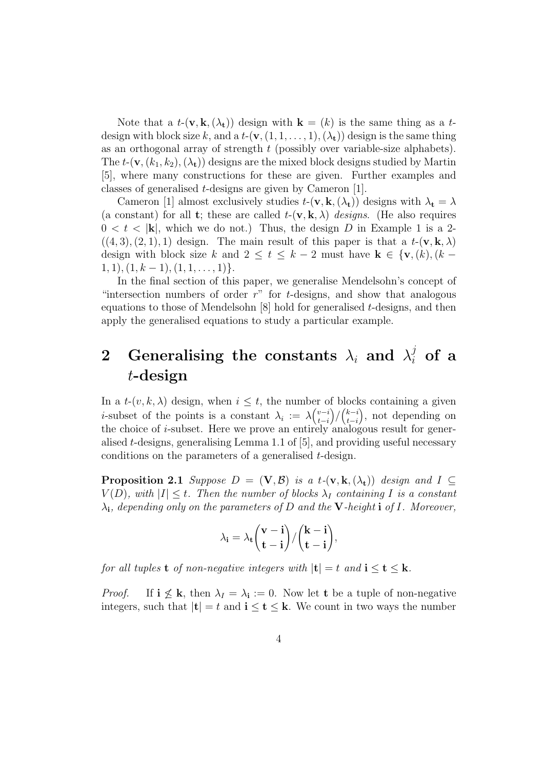Note that a $t$-$(\mathbf{v}, \mathbf{k}, (\lambda_{\mathbf{t}}))$ design with $\mathbf{k} = (k)$ is the same thing as a $t$-design with block size $k$, and a $t$-$(\mathbf{v}, (1, 1, \ldots, 1), (\lambda_{\mathbf{t}}))$ design is the same thing as an orthogonal array of strength $t$ (possibly over variable-size alphabets). The $t$-$(\mathbf{v}, (k_1, k_2), (\lambda_{\mathbf{t}}))$ designs are the mixed block designs studied by Martin [5], where many constructions for these are given. Further examples and classes of generalised $t$-designs are given by Cameron [1].

Cameron [1] almost exclusively studies $t$-$(\mathbf{v}, \mathbf{k}, (\lambda_{\mathbf{t}}))$ designs with $\lambda_{\mathbf{t}} = \lambda$ (a constant) for all $\mathbf{t}$; these are called $t$-$(\mathbf{v}, \mathbf{k}, \lambda)$ *designs*. (He also requires $0 < t < |\mathbf{k}|$, which we do not.) Thus, the design $D$ in Example 1 is a 2-$((4, 3), (2, 1), 1)$ design. The main result of this paper is that a $t$-$(\mathbf{v}, \mathbf{k}, \lambda)$ design with block size $k$ and $2 \le t \le k - 2$ must have $\mathbf{k} \in \{\mathbf{v}, (k), (k - 1, 1), (1, k - 1), (1, 1, \ldots, 1)\}$.

In the final section of this paper, we generalise Mendelsohn's concept of "intersection numbers of order $r$" for $t$-designs, and show that analogous equations to those of Mendelsohn [8] hold for generalised $t$-designs, and then apply the generalised equations to study a particular example.

## 2 Generalising the constants $\lambda_i$ and $\lambda_i^j$ of a $t$-design

In a $t$-$(v, k, \lambda)$ design, when $i \le t$, the number of blocks containing a given $i$-subset of the points is a constant $\lambda_i := \lambda\binom{v-i}{t-i}/\binom{k-i}{t-i}$, not depending on the choice of $i$-subset. Here we prove an entirely analogous result for generalised $t$-designs, generalising Lemma 1.1 of [5], and providing useful necessary conditions on the parameters of a generalised $t$-design.

**Proposition 2.1** *Suppose $D = (\mathbf{V}, \mathcal{B})$ is a $t$-$(\mathbf{v}, \mathbf{k}, (\lambda_{\mathbf{t}}))$ design and $I \subseteq V(D)$, with $|I| \le t$. Then the number of blocks $\lambda_I$ containing $I$ is a constant $\lambda_{\mathbf{i}}$, depending only on the parameters of $D$ and the $\mathbf{V}$-height $\mathbf{i}$ of $I$. Moreover,*

$$\lambda_{\mathbf{i}} = \lambda_{\mathbf{t}}\binom{\mathbf{v} - \mathbf{i}}{\mathbf{t} - \mathbf{i}}/\binom{\mathbf{k} - \mathbf{i}}{\mathbf{t} - \mathbf{i}},$$

*for all tuples $\mathbf{t}$ of non-negative integers with $|\mathbf{t}| = t$ and $\mathbf{i} \le \mathbf{t} \le \mathbf{k}$.*

*Proof.* If $\mathbf{i} \not\le \mathbf{k}$, then $\lambda_I = \lambda_{\mathbf{i}} := 0$. Now let $\mathbf{t}$ be a tuple of non-negative integers, such that $|\mathbf{t}| = t$ and $\mathbf{i} \le \mathbf{t} \le \mathbf{k}$. We count in two ways the number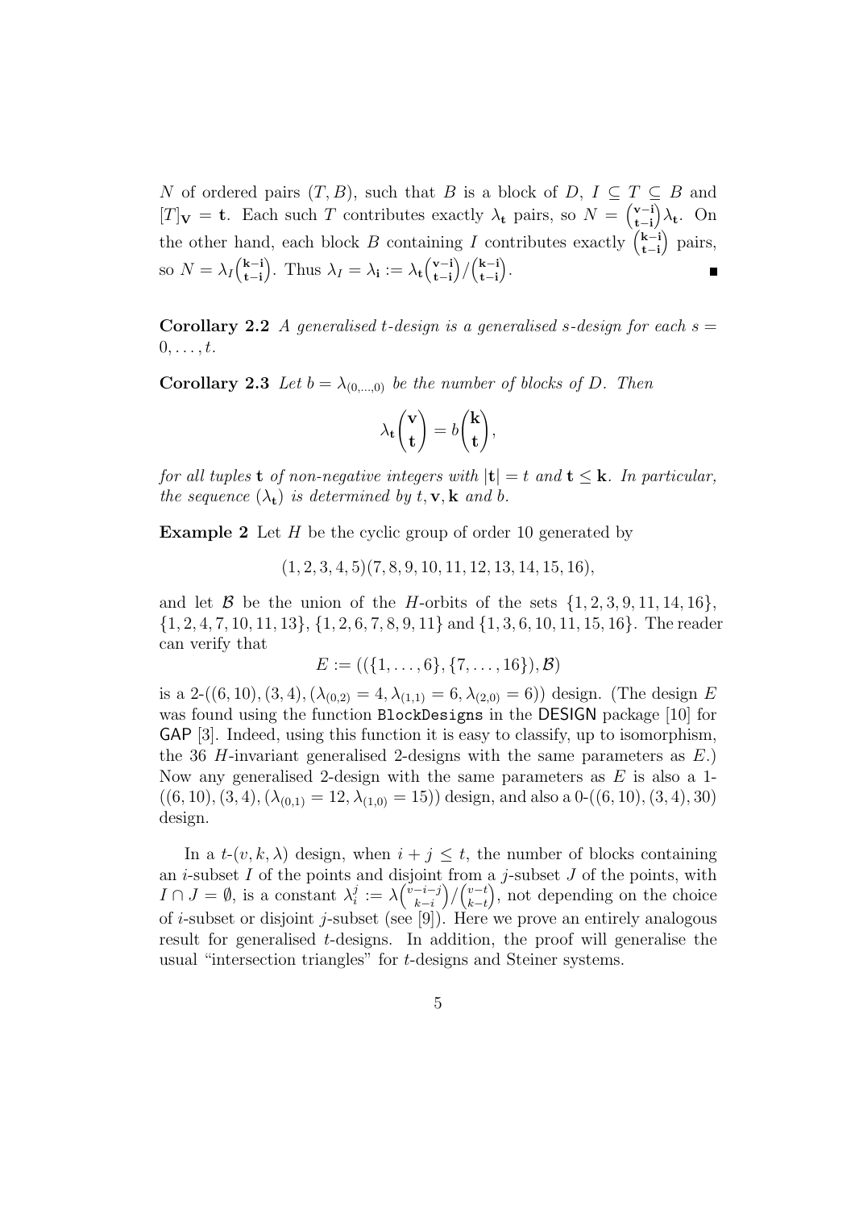$N$ of ordered pairs $(T, B)$, such that $B$ is a block of $D$, $I \subseteq T \subseteq B$ and $[T]_{\mathbf{V}} = \mathbf{t}$. Each such $T$ contributes exactly $\lambda_{\mathbf{t}}$ pairs, so $N = \binom{\mathbf{v}-\mathbf{i}}{\mathbf{t}-\mathbf{i}}\lambda_{\mathbf{t}}$. On the other hand, each block $B$ containing $I$ contributes exactly $\binom{\mathbf{k}-\mathbf{i}}{\mathbf{t}-\mathbf{i}}$ pairs, so $N = \lambda_I \binom{\mathbf{k}-\mathbf{i}}{\mathbf{t}-\mathbf{i}}$. Thus $\lambda_I = \lambda_{\mathbf{i}} := \lambda_{\mathbf{t}}\binom{\mathbf{v}-\mathbf{i}}{\mathbf{t}-\mathbf{i}}/\binom{\mathbf{k}-\mathbf{i}}{\mathbf{t}-\mathbf{i}}$. ∎

**Corollary 2.2** *A generalised $t$-design is a generalised $s$-design for each $s = 0, \ldots, t$.*

**Corollary 2.3** *Let $b = \lambda_{(0,\ldots,0)}$ be the number of blocks of $D$. Then*

$$\lambda_{\mathbf{t}}\binom{\mathbf{v}}{\mathbf{t}} = b\binom{\mathbf{k}}{\mathbf{t}},$$

*for all tuples $\mathbf{t}$ of non-negative integers with $|\mathbf{t}| = t$ and $\mathbf{t} \leq \mathbf{k}$. In particular, the sequence $(\lambda_{\mathbf{t}})$ is determined by $t, \mathbf{v}, \mathbf{k}$ and $b$.*

**Example 2** Let $H$ be the cyclic group of order 10 generated by

$$(1, 2, 3, 4, 5)(7, 8, 9, 10, 11, 12, 13, 14, 15, 16),$$

and let $\mathcal{B}$ be the union of the $H$-orbits of the sets $\{1, 2, 3, 9, 11, 14, 16\}$, $\{1, 2, 4, 7, 10, 11, 13\}$, $\{1, 2, 6, 7, 8, 9, 11\}$ and $\{1, 3, 6, 10, 11, 15, 16\}$. The reader can verify that

$$E := ((\{1, \ldots, 6\}, \{7, \ldots, 16\}), \mathcal{B})$$

is a 2-$((6, 10), (3, 4), (\lambda_{(0,2)} = 4, \lambda_{(1,1)} = 6, \lambda_{(2,0)} = 6))$ design. (The design $E$ was found using the function `BlockDesigns` in the DESIGN package [10] for GAP [3]. Indeed, using this function it is easy to classify, up to isomorphism, the 36 $H$-invariant generalised 2-designs with the same parameters as $E$.) Now any generalised 2-design with the same parameters as $E$ is also a 1-$((6, 10), (3, 4), (\lambda_{(0,1)} = 12, \lambda_{(1,0)} = 15))$ design, and also a 0-$((6, 10), (3, 4), 30)$ design.

In a $t$-$(v, k, \lambda)$ design, when $i + j \leq t$, the number of blocks containing an $i$-subset $I$ of the points and disjoint from a $j$-subset $J$ of the points, with $I \cap J = \emptyset$, is a constant $\lambda_i^j := \lambda\binom{v-i-j}{k-i}/\binom{v-t}{k-t}$, not depending on the choice of $i$-subset or disjoint $j$-subset (see [9]). Here we prove an entirely analogous result for generalised $t$-designs. In addition, the proof will generalise the usual "intersection triangles" for $t$-designs and Steiner systems.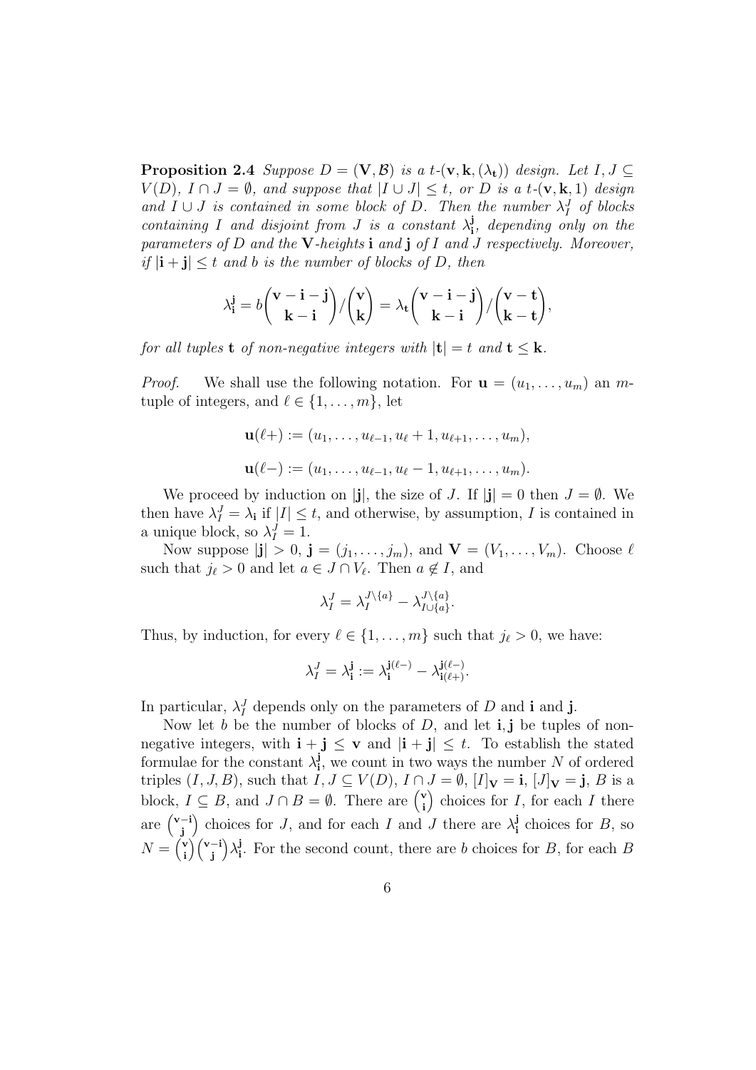**Proposition 2.4** *Suppose $D = (\mathbf{V}, \mathcal{B})$ is a $t$-$(\mathbf{v}, \mathbf{k}, (\lambda_\mathbf{t}))$ design. Let $I, J \subseteq V(D)$, $I \cap J = \emptyset$, and suppose that $|I \cup J| \leq t$, or $D$ is a $t$-$(\mathbf{v}, \mathbf{k}, 1)$ design and $I \cup J$ is contained in some block of $D$. Then the number $\lambda_I^J$ of blocks containing $I$ and disjoint from $J$ is a constant $\lambda_\mathbf{i}^\mathbf{j}$, depending only on the parameters of $D$ and the $\mathbf{V}$-heights $\mathbf{i}$ and $\mathbf{j}$ of $I$ and $J$ respectively. Moreover, if $|\mathbf{i} + \mathbf{j}| \leq t$ and $b$ is the number of blocks of $D$, then*

$$\lambda_\mathbf{i}^\mathbf{j} = b \binom{\mathbf{v} - \mathbf{i} - \mathbf{j}}{\mathbf{k} - \mathbf{i}} / \binom{\mathbf{v}}{\mathbf{k}} = \lambda_\mathbf{t} \binom{\mathbf{v} - \mathbf{i} - \mathbf{j}}{\mathbf{k} - \mathbf{i}} / \binom{\mathbf{v} - \mathbf{t}}{\mathbf{k} - \mathbf{t}},$$

*for all tuples $\mathbf{t}$ of non-negative integers with $|\mathbf{t}| = t$ and $\mathbf{t} \leq \mathbf{k}$.*

*Proof.* We shall use the following notation. For $\mathbf{u} = (u_1, \ldots, u_m)$ an $m$-tuple of integers, and $\ell \in \{1, \ldots, m\}$, let

$$\mathbf{u}(\ell+) := (u_1, \ldots, u_{\ell-1}, u_\ell + 1, u_{\ell+1}, \ldots, u_m),$$

$$\mathbf{u}(\ell-) := (u_1, \ldots, u_{\ell-1}, u_\ell - 1, u_{\ell+1}, \ldots, u_m).$$

We proceed by induction on $|\mathbf{j}|$, the size of $J$. If $|\mathbf{j}| = 0$ then $J = \emptyset$. We then have $\lambda_I^J = \lambda_\mathbf{i}$ if $|I| \leq t$, and otherwise, by assumption, $I$ is contained in a unique block, so $\lambda_I^J = 1$.

Now suppose $|\mathbf{j}| > 0$, $\mathbf{j} = (j_1, \ldots, j_m)$, and $\mathbf{V} = (V_1, \ldots, V_m)$. Choose $\ell$ such that $j_\ell > 0$ and let $a \in J \cap V_\ell$. Then $a \notin I$, and

$$\lambda_I^J = \lambda_I^{J \setminus \{a\}} - \lambda_{I \cup \{a\}}^{J \setminus \{a\}}.$$

Thus, by induction, for every $\ell \in \{1, \ldots, m\}$ such that $j_\ell > 0$, we have:

$$\lambda_I^J = \lambda_\mathbf{i}^\mathbf{j} := \lambda_\mathbf{i}^{\mathbf{j}(\ell-)} - \lambda_{\mathbf{i}(\ell+)}^{\mathbf{j}(\ell-)}.$$

In particular, $\lambda_I^J$ depends only on the parameters of $D$ and $\mathbf{i}$ and $\mathbf{j}$.

Now let $b$ be the number of blocks of $D$, and let $\mathbf{i}, \mathbf{j}$ be tuples of non-negative integers, with $\mathbf{i} + \mathbf{j} \leq \mathbf{v}$ and $|\mathbf{i} + \mathbf{j}| \leq t$. To establish the stated formulae for the constant $\lambda_\mathbf{i}^\mathbf{j}$, we count in two ways the number $N$ of ordered triples $(I, J, B)$, such that $I, J \subseteq V(D)$, $I \cap J = \emptyset$, $[I]_\mathbf{V} = \mathbf{i}$, $[J]_\mathbf{V} = \mathbf{j}$, $B$ is a block, $I \subseteq B$, and $J \cap B = \emptyset$. There are $\binom{\mathbf{v}}{\mathbf{i}}$ choices for $I$, for each $I$ there are $\binom{\mathbf{v} - \mathbf{i}}{\mathbf{j}}$ choices for $J$, and for each $I$ and $J$ there are $\lambda_\mathbf{i}^\mathbf{j}$ choices for $B$, so $N = \binom{\mathbf{v}}{\mathbf{i}}\binom{\mathbf{v} - \mathbf{i}}{\mathbf{j}}\lambda_\mathbf{i}^\mathbf{j}$. For the second count, there are $b$ choices for $B$, for each $B$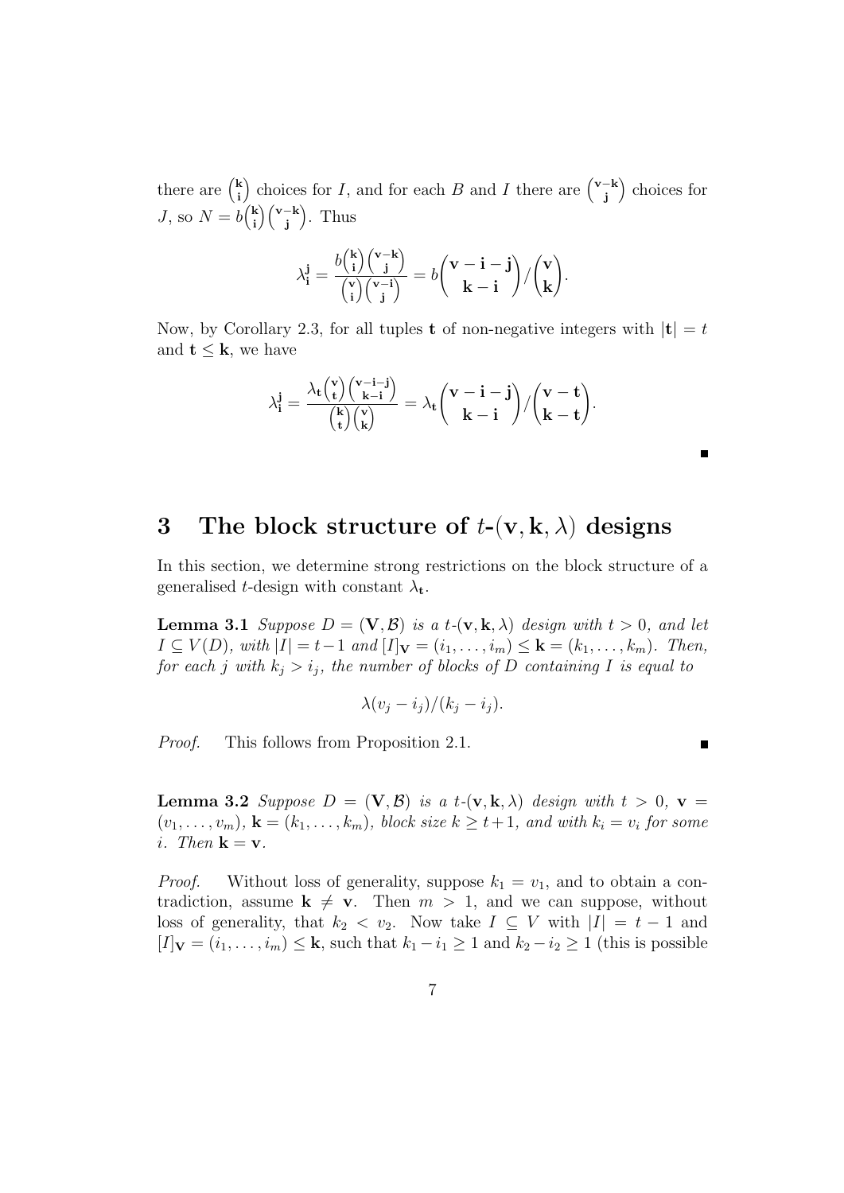there are $\binom{\mathbf{k}}{\mathbf{i}}$ choices for $I$, and for each $B$ and $I$ there are $\binom{\mathbf{v}-\mathbf{k}}{\mathbf{j}}$ choices for $J$, so $N = b\binom{\mathbf{k}}{\mathbf{i}}\binom{\mathbf{v}-\mathbf{k}}{\mathbf{j}}$. Thus

$$\lambda_{\mathbf{i}}^{\mathbf{j}} = \frac{b\binom{\mathbf{k}}{\mathbf{i}}\binom{\mathbf{v}-\mathbf{k}}{\mathbf{j}}}{\binom{\mathbf{v}}{\mathbf{i}}\binom{\mathbf{v}-\mathbf{i}}{\mathbf{j}}} = b\binom{\mathbf{v}-\mathbf{i}-\mathbf{j}}{\mathbf{k}-\mathbf{i}}\Big/\binom{\mathbf{v}}{\mathbf{k}}.$$

Now, by Corollary 2.3, for all tuples $\mathbf{t}$ of non-negative integers with $|\mathbf{t}| = t$ and $\mathbf{t} \leq \mathbf{k}$, we have

$$\lambda_{\mathbf{i}}^{\mathbf{j}} = \frac{\lambda_{\mathbf{t}}\binom{\mathbf{v}}{\mathbf{t}}\binom{\mathbf{v}-\mathbf{i}-\mathbf{j}}{\mathbf{k}-\mathbf{i}}}{\binom{\mathbf{k}}{\mathbf{t}}\binom{\mathbf{v}}{\mathbf{k}}} = \lambda_{\mathbf{t}}\binom{\mathbf{v}-\mathbf{i}-\mathbf{j}}{\mathbf{k}-\mathbf{i}}\Big/\binom{\mathbf{v}-\mathbf{t}}{\mathbf{k}-\mathbf{t}}.$$

∎

# 3 The block structure of $t$-$(\mathbf{v}, \mathbf{k}, \lambda)$ designs

In this section, we determine strong restrictions on the block structure of a generalised $t$-design with constant $\lambda_{\mathbf{t}}$.

**Lemma 3.1** *Suppose $D = (\mathbf{V}, \mathcal{B})$ is a $t$-$(\mathbf{v}, \mathbf{k}, \lambda)$ design with $t > 0$, and let $I \subseteq V(D)$, with $|I| = t-1$ and $[I]_{\mathbf{V}} = (i_1, \ldots, i_m) \leq \mathbf{k} = (k_1, \ldots, k_m)$. Then, for each $j$ with $k_j > i_j$, the number of blocks of $D$ containing $I$ is equal to*

$$\lambda(v_j - i_j)/(k_j - i_j).$$

*Proof.* This follows from Proposition 2.1. ∎

**Lemma 3.2** *Suppose $D = (\mathbf{V}, \mathcal{B})$ is a $t$-$(\mathbf{v}, \mathbf{k}, \lambda)$ design with $t > 0$, $\mathbf{v} = (v_1, \ldots, v_m)$, $\mathbf{k} = (k_1, \ldots, k_m)$, block size $k \geq t+1$, and with $k_i = v_i$ for some $i$. Then $\mathbf{k} = \mathbf{v}$.*

*Proof.* Without loss of generality, suppose $k_1 = v_1$, and to obtain a contradiction, assume $\mathbf{k} \neq \mathbf{v}$. Then $m > 1$, and we can suppose, without loss of generality, that $k_2 < v_2$. Now take $I \subseteq V$ with $|I| = t-1$ and $[I]_{\mathbf{V}} = (i_1, \ldots, i_m) \leq \mathbf{k}$, such that $k_1 - i_1 \geq 1$ and $k_2 - i_2 \geq 1$ (this is possible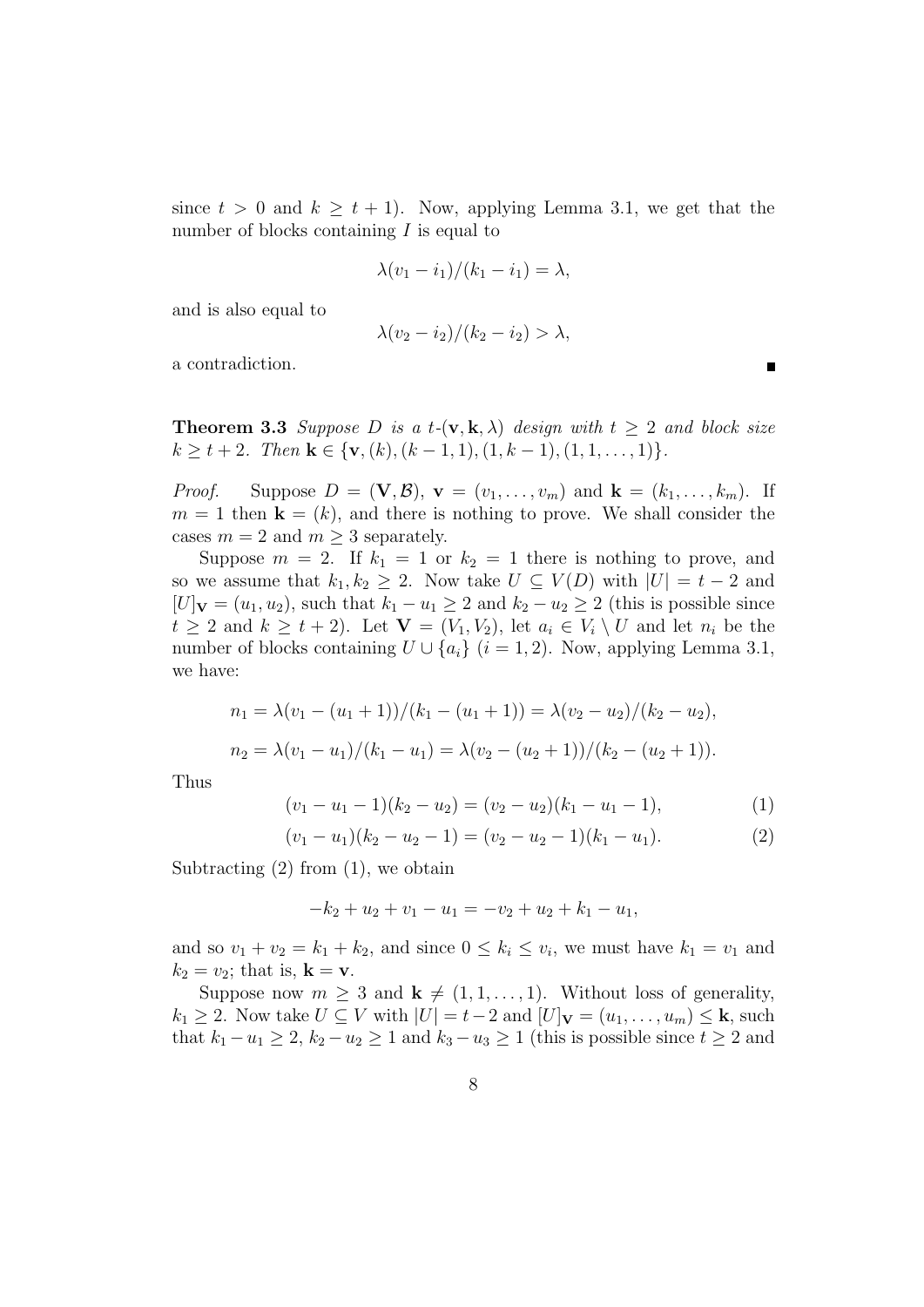since $t > 0$ and $k \geq t + 1$). Now, applying Lemma 3.1, we get that the number of blocks containing $I$ is equal to

$$\lambda(v_1 - i_1)/(k_1 - i_1) = \lambda,$$

and is also equal to

$$\lambda(v_2 - i_2)/(k_2 - i_2) > \lambda,$$

a contradiction. ∎

**Theorem 3.3** *Suppose $D$ is a $t$-$(\mathbf{v}, \mathbf{k}, \lambda)$ design with $t \geq 2$ and block size $k \geq t + 2$. Then $\mathbf{k} \in \{\mathbf{v}, (k), (k-1, 1), (1, k-1), (1, 1, \ldots, 1)\}$.*

*Proof.* Suppose $D = (\mathbf{V}, \mathcal{B})$, $\mathbf{v} = (v_1, \ldots, v_m)$ and $\mathbf{k} = (k_1, \ldots, k_m)$. If $m = 1$ then $\mathbf{k} = (k)$, and there is nothing to prove. We shall consider the cases $m = 2$ and $m \geq 3$ separately.

Suppose $m = 2$. If $k_1 = 1$ or $k_2 = 1$ there is nothing to prove, and so we assume that $k_1, k_2 \geq 2$. Now take $U \subseteq V(D)$ with $|U| = t - 2$ and $[U]_{\mathbf{V}} = (u_1, u_2)$, such that $k_1 - u_1 \geq 2$ and $k_2 - u_2 \geq 2$ (this is possible since $t \geq 2$ and $k \geq t + 2$). Let $\mathbf{V} = (V_1, V_2)$, let $a_i \in V_i \setminus U$ and let $n_i$ be the number of blocks containing $U \cup \{a_i\}$ $(i = 1, 2)$. Now, applying Lemma 3.1, we have:

$$n_1 = \lambda(v_1 - (u_1 + 1))/(k_1 - (u_1 + 1)) = \lambda(v_2 - u_2)/(k_2 - u_2),$$

$$n_2 = \lambda(v_1 - u_1)/(k_1 - u_1) = \lambda(v_2 - (u_2 + 1))/(k_2 - (u_2 + 1)).$$

Thus

$$(v_1 - u_1 - 1)(k_2 - u_2) = (v_2 - u_2)(k_1 - u_1 - 1), \tag{1}$$

$$(v_1 - u_1)(k_2 - u_2 - 1) = (v_2 - u_2 - 1)(k_1 - u_1). \tag{2}$$

Subtracting (2) from (1), we obtain

$$-k_2 + u_2 + v_1 - u_1 = -v_2 + u_2 + k_1 - u_1,$$

and so $v_1 + v_2 = k_1 + k_2$, and since $0 \leq k_i \leq v_i$, we must have $k_1 = v_1$ and $k_2 = v_2$; that is, $\mathbf{k} = \mathbf{v}$.

Suppose now $m \geq 3$ and $\mathbf{k} \neq (1, 1, \ldots, 1)$. Without loss of generality, $k_1 \geq 2$. Now take $U \subseteq V$ with $|U| = t - 2$ and $[U]_{\mathbf{V}} = (u_1, \ldots, u_m) \leq \mathbf{k}$, such that $k_1 - u_1 \geq 2$, $k_2 - u_2 \geq 1$ and $k_3 - u_3 \geq 1$ (this is possible since $t \geq 2$ and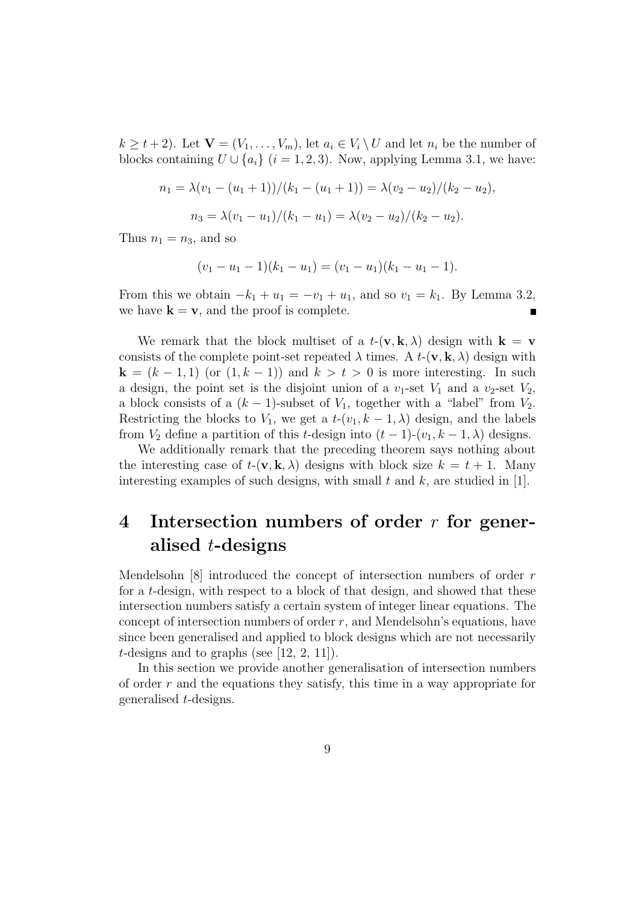$k \geq t+2$). Let $\mathbf{V} = (V_1, \ldots, V_m)$, let $a_i \in V_i \setminus U$ and let $n_i$ be the number of blocks containing $U \cup \{a_i\}$ ($i = 1, 2, 3$). Now, applying Lemma 3.1, we have:

$$n_1 = \lambda(v_1 - (u_1 + 1))/(k_1 - (u_1 + 1)) = \lambda(v_2 - u_2)/(k_2 - u_2),$$

$$n_3 = \lambda(v_1 - u_1)/(k_1 - u_1) = \lambda(v_2 - u_2)/(k_2 - u_2).$$

Thus $n_1 = n_3$, and so

$$(v_1 - u_1 - 1)(k_1 - u_1) = (v_1 - u_1)(k_1 - u_1 - 1).$$

From this we obtain $-k_1 + u_1 = -v_1 + u_1$, and so $v_1 = k_1$. By Lemma 3.2, we have $\mathbf{k} = \mathbf{v}$, and the proof is complete. ∎

We remark that the block multiset of a $t$-$(\mathbf{v}, \mathbf{k}, \lambda)$ design with $\mathbf{k} = \mathbf{v}$ consists of the complete point-set repeated $\lambda$ times. A $t$-$(\mathbf{v}, \mathbf{k}, \lambda)$ design with $\mathbf{k} = (k-1, 1)$ (or $(1, k-1)$) and $k > t > 0$ is more interesting. In such a design, the point set is the disjoint union of a $v_1$-set $V_1$ and a $v_2$-set $V_2$, a block consists of a $(k-1)$-subset of $V_1$, together with a "label" from $V_2$. Restricting the blocks to $V_1$, we get a $t$-$(v_1, k-1, \lambda)$ design, and the labels from $V_2$ define a partition of this $t$-design into $(t-1)$-$(v_1, k-1, \lambda)$ designs.

We additionally remark that the preceding theorem says nothing about the interesting case of $t$-$(\mathbf{v}, \mathbf{k}, \lambda)$ designs with block size $k = t+1$. Many interesting examples of such designs, with small $t$ and $k$, are studied in [1].

# 4 Intersection numbers of order $r$ for generalised $t$-designs

Mendelsohn [8] introduced the concept of intersection numbers of order $r$ for a $t$-design, with respect to a block of that design, and showed that these intersection numbers satisfy a certain system of integer linear equations. The concept of intersection numbers of order $r$, and Mendelsohn's equations, have since been generalised and applied to block designs which are not necessarily $t$-designs and to graphs (see [12, 2, 11]).

In this section we provide another generalisation of intersection numbers of order $r$ and the equations they satisfy, this time in a way appropriate for generalised $t$-designs.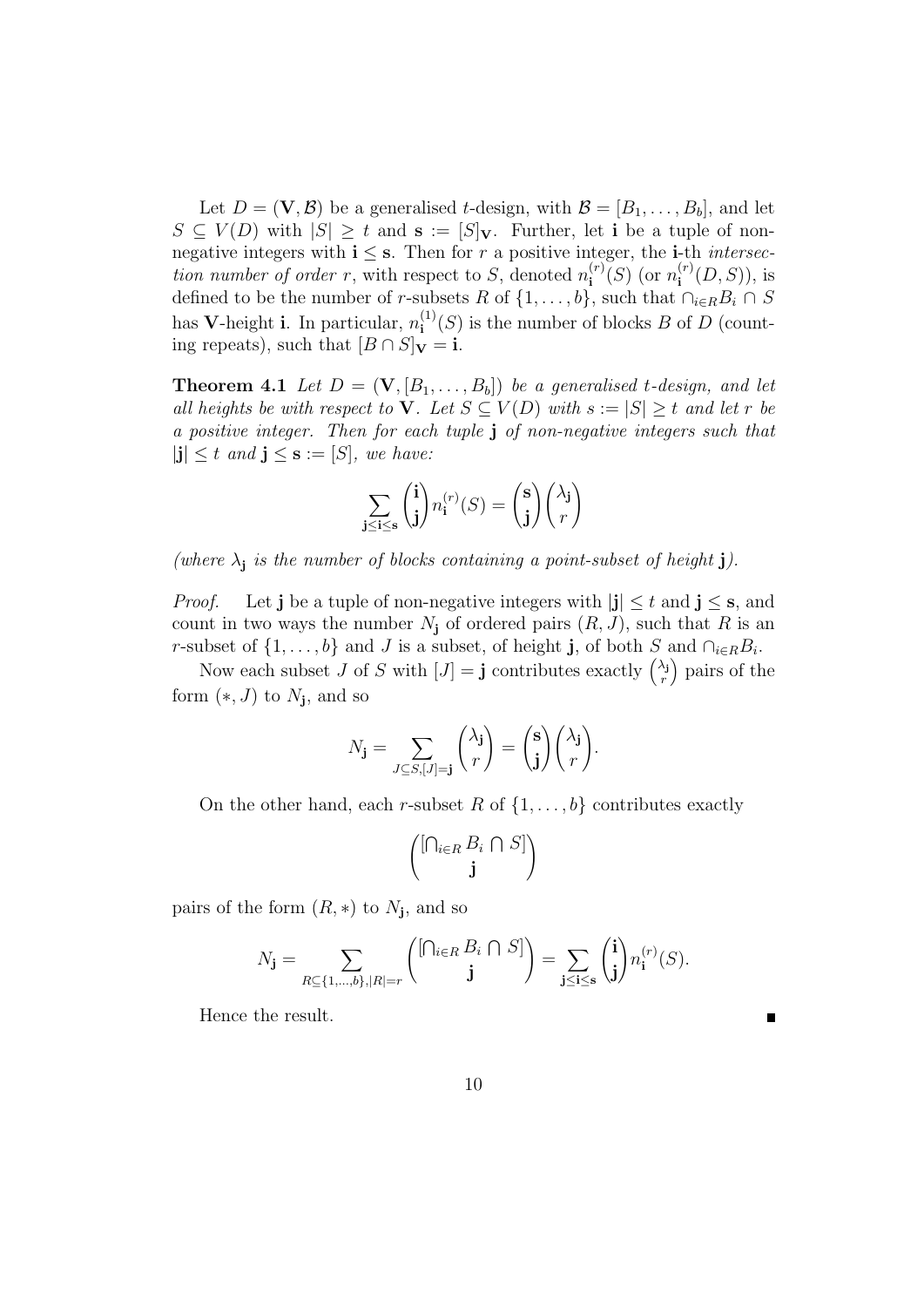Let $D = (\mathbf{V}, \mathcal{B})$ be a generalised $t$-design, with $\mathcal{B} = [B_1, \ldots, B_b]$, and let $S \subseteq V(D)$ with $|S| \geq t$ and $\mathbf{s} := [S]_\mathbf{V}$. Further, let $\mathbf{i}$ be a tuple of non-negative integers with $\mathbf{i} \leq \mathbf{s}$. Then for $r$ a positive integer, the $\mathbf{i}$-th *intersection number of order* $r$, with respect to $S$, denoted $n_\mathbf{i}^{(r)}(S)$ (or $n_\mathbf{i}^{(r)}(D, S)$), is defined to be the number of $r$-subsets $R$ of $\{1, \ldots, b\}$, such that $\cap_{i \in R} B_i \cap S$ has $\mathbf{V}$-height $\mathbf{i}$. In particular, $n_\mathbf{i}^{(1)}(S)$ is the number of blocks $B$ of $D$ (counting repeats), such that $[B \cap S]_\mathbf{V} = \mathbf{i}$.

**Theorem 4.1** *Let $D = (\mathbf{V}, [B_1, \ldots, B_b])$ be a generalised $t$-design, and let all heights be with respect to $\mathbf{V}$. Let $S \subseteq V(D)$ with $s := |S| \geq t$ and let $r$ be a positive integer. Then for each tuple $\mathbf{j}$ of non-negative integers such that $|\mathbf{j}| \leq t$ and $\mathbf{j} \leq \mathbf{s} := [S]$, we have:*

$$\sum_{\mathbf{j} \leq \mathbf{i} \leq \mathbf{s}} \binom{\mathbf{i}}{\mathbf{j}} n_\mathbf{i}^{(r)}(S) = \binom{\mathbf{s}}{\mathbf{j}} \binom{\lambda_\mathbf{j}}{r}$$

*(where $\lambda_\mathbf{j}$ is the number of blocks containing a point-subset of height $\mathbf{j}$).*

*Proof.* Let $\mathbf{j}$ be a tuple of non-negative integers with $|\mathbf{j}| \leq t$ and $\mathbf{j} \leq \mathbf{s}$, and count in two ways the number $N_\mathbf{j}$ of ordered pairs $(R, J)$, such that $R$ is an $r$-subset of $\{1, \ldots, b\}$ and $J$ is a subset, of height $\mathbf{j}$, of both $S$ and $\cap_{i \in R} B_i$.

Now each subset $J$ of $S$ with $[J] = \mathbf{j}$ contributes exactly $\binom{\lambda_\mathbf{j}}{r}$ pairs of the form $(*, J)$ to $N_\mathbf{j}$, and so

$$N_\mathbf{j} = \sum_{J \subseteq S, [J] = \mathbf{j}} \binom{\lambda_\mathbf{j}}{r} = \binom{\mathbf{s}}{\mathbf{j}} \binom{\lambda_\mathbf{j}}{r}.$$

On the other hand, each $r$-subset $R$ of $\{1, \ldots, b\}$ contributes exactly

$$\binom{[\bigcap_{i \in R} B_i \cap S]}{\mathbf{j}}$$

pairs of the form $(R, *)$ to $N_\mathbf{j}$, and so

$$N_\mathbf{j} = \sum_{R \subseteq \{1, \ldots, b\}, |R| = r} \binom{[\bigcap_{i \in R} B_i \cap S]}{\mathbf{j}} = \sum_{\mathbf{j} \leq \mathbf{i} \leq \mathbf{s}} \binom{\mathbf{i}}{\mathbf{j}} n_\mathbf{i}^{(r)}(S).$$

Hence the result. ∎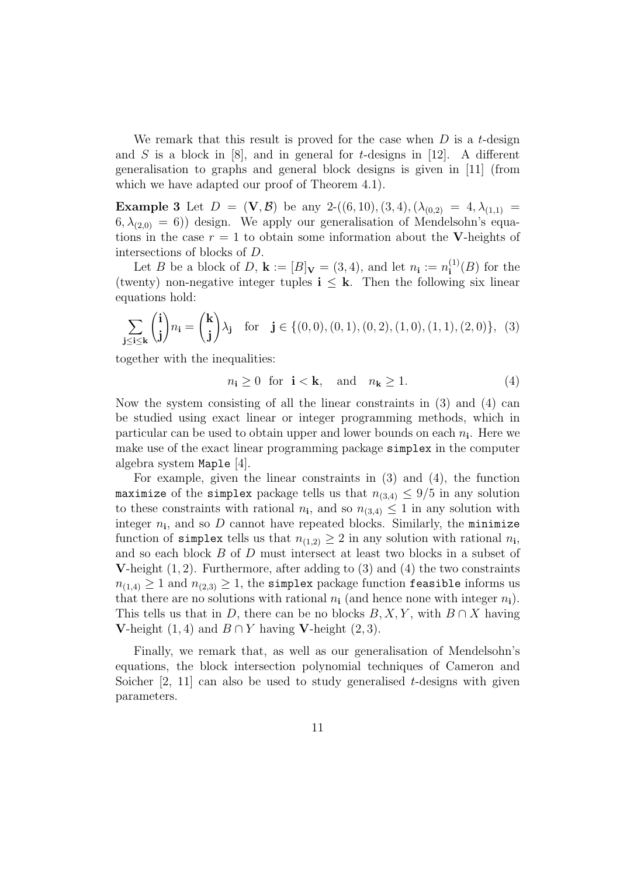We remark that this result is proved for the case when $D$ is a $t$-design and $S$ is a block in [8], and in general for $t$-designs in [12]. A different generalisation to graphs and general block designs is given in [11] (from which we have adapted our proof of Theorem 4.1).

**Example 3** Let $D = (\mathbf{V}, \mathcal{B})$ be any 2-$((6, 10), (3, 4), (\lambda_{(0,2)} = 4, \lambda_{(1,1)} = 6, \lambda_{(2,0)} = 6))$ design. We apply our generalisation of Mendelsohn's equations in the case $r = 1$ to obtain some information about the $\mathbf{V}$-heights of intersections of blocks of $D$.

Let $B$ be a block of $D$, $\mathbf{k} := [B]_{\mathbf{V}} = (3, 4)$, and let $n_{\mathbf{i}} := n_{\mathbf{i}}^{(1)}(B)$ for the (twenty) non-negative integer tuples $\mathbf{i} \leq \mathbf{k}$. Then the following six linear equations hold:

$$\sum_{\mathbf{j} \leq \mathbf{i} \leq \mathbf{k}} \binom{\mathbf{i}}{\mathbf{j}} n_{\mathbf{i}} = \binom{\mathbf{k}}{\mathbf{j}} \lambda_{\mathbf{j}} \quad \text{for} \quad \mathbf{j} \in \{(0,0), (0,1), (0,2), (1,0), (1,1), (2,0)\}, \tag{3}$$

together with the inequalities:

$$n_{\mathbf{i}} \geq 0 \quad \text{for} \quad \mathbf{i} < \mathbf{k}, \quad \text{and} \quad n_{\mathbf{k}} \geq 1. \tag{4}$$

Now the system consisting of all the linear constraints in (3) and (4) can be studied using exact linear or integer programming methods, which in particular can be used to obtain upper and lower bounds on each $n_{\mathbf{i}}$. Here we make use of the exact linear programming package `simplex` in the computer algebra system `Maple` [4].

For example, given the linear constraints in (3) and (4), the function `maximize` of the `simplex` package tells us that $n_{(3,4)} \leq 9/5$ in any solution to these constraints with rational $n_{\mathbf{i}}$, and so $n_{(3,4)} \leq 1$ in any solution with integer $n_{\mathbf{i}}$, and so $D$ cannot have repeated blocks. Similarly, the `minimize` function of `simplex` tells us that $n_{(1,2)} \geq 2$ in any solution with rational $n_{\mathbf{i}}$, and so each block $B$ of $D$ must intersect at least two blocks in a subset of $\mathbf{V}$-height $(1, 2)$. Furthermore, after adding to (3) and (4) the two constraints $n_{(1,4)} \geq 1$ and $n_{(2,3)} \geq 1$, the `simplex` package function `feasible` informs us that there are no solutions with rational $n_{\mathbf{i}}$ (and hence none with integer $n_{\mathbf{i}}$). This tells us that in $D$, there can be no blocks $B, X, Y$, with $B \cap X$ having $\mathbf{V}$-height $(1, 4)$ and $B \cap Y$ having $\mathbf{V}$-height $(2, 3)$.

Finally, we remark that, as well as our generalisation of Mendelsohn's equations, the block intersection polynomial techniques of Cameron and Soicher [2, 11] can also be used to study generalised $t$-designs with given parameters.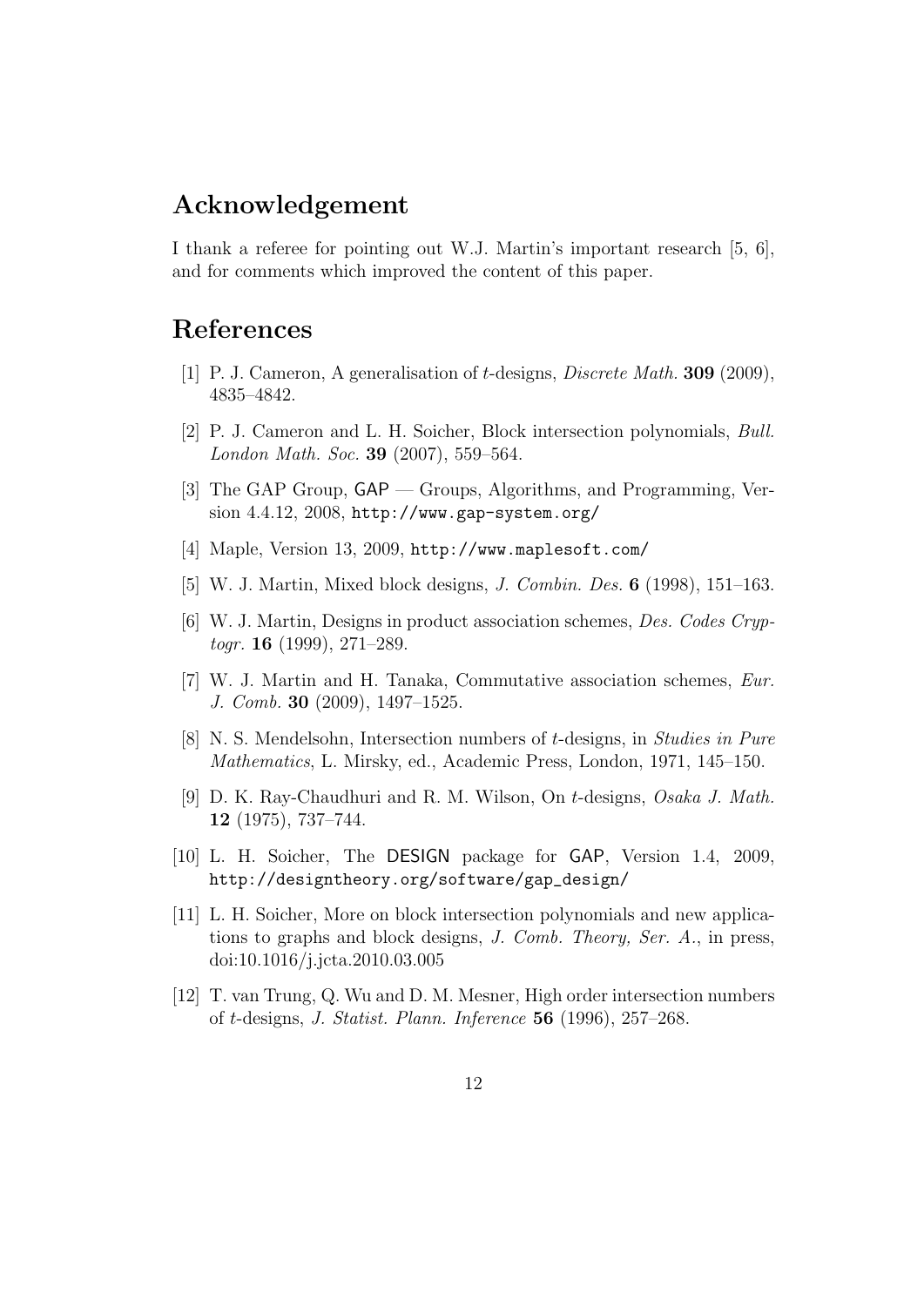## Acknowledgement

I thank a referee for pointing out W.J. Martin's important research [5, 6], and for comments which improved the content of this paper.

## References

[1] P. J. Cameron, A generalisation of $t$-designs, *Discrete Math.* **309** (2009), 4835–4842.

[2] P. J. Cameron and L. H. Soicher, Block intersection polynomials, *Bull. London Math. Soc.* **39** (2007), 559–564.

[3] The GAP Group, GAP — Groups, Algorithms, and Programming, Version 4.4.12, 2008, `http://www.gap-system.org/`

[4] Maple, Version 13, 2009, `http://www.maplesoft.com/`

[5] W. J. Martin, Mixed block designs, *J. Combin. Des.* **6** (1998), 151–163.

[6] W. J. Martin, Designs in product association schemes, *Des. Codes Cryptogr.* **16** (1999), 271–289.

[7] W. J. Martin and H. Tanaka, Commutative association schemes, *Eur. J. Comb.* **30** (2009), 1497–1525.

[8] N. S. Mendelsohn, Intersection numbers of $t$-designs, in *Studies in Pure Mathematics*, L. Mirsky, ed., Academic Press, London, 1971, 145–150.

[9] D. K. Ray-Chaudhuri and R. M. Wilson, On $t$-designs, *Osaka J. Math.* **12** (1975), 737–744.

[10] L. H. Soicher, The DESIGN package for GAP, Version 1.4, 2009, `http://designtheory.org/software/gap_design/`

[11] L. H. Soicher, More on block intersection polynomials and new applications to graphs and block designs, *J. Comb. Theory, Ser. A.*, in press, doi:10.1016/j.jcta.2010.03.005

[12] T. van Trung, Q. Wu and D. M. Mesner, High order intersection numbers of $t$-designs, *J. Statist. Plann. Inference* **56** (1996), 257–268.